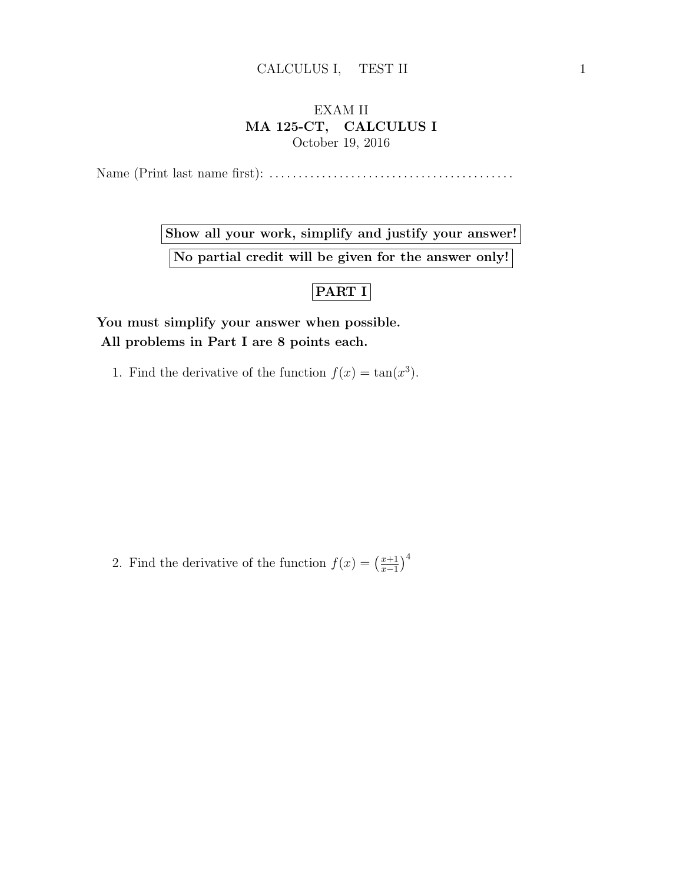# EXAM II

## MA 125-CT, CALCULUS I

October 19, 2016

Name (Print last name first): ..........................................

**Show all your work, simplify and justify your answer!**

**No partial credit will be given for the answer only!**

## PART I

**You must simplify your answer when possible.**
**All problems in Part I are 8 points each.**

1. Find the derivative of the function $f(x) = \tan(x^3)$.

2. Find the derivative of the function $f(x) = \left(\frac{x+1}{x-1}\right)^4$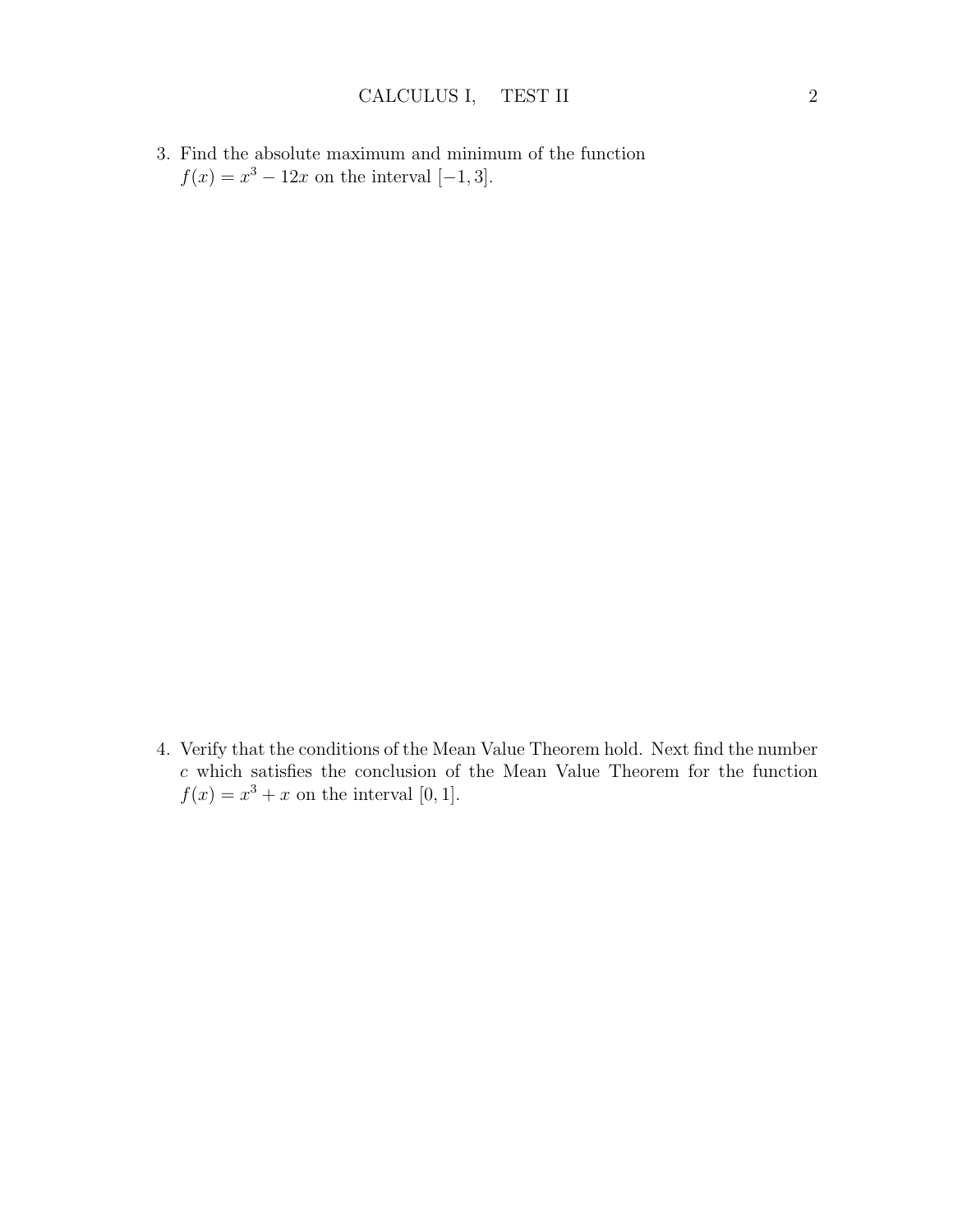3. Find the absolute maximum and minimum of the function $f(x) = x^3 - 12x$ on the interval $[-1, 3]$.

4. Verify that the conditions of the Mean Value Theorem hold. Next find the number $c$ which satisfies the conclusion of the Mean Value Theorem for the function $f(x) = x^3 + x$ on the interval $[0, 1]$.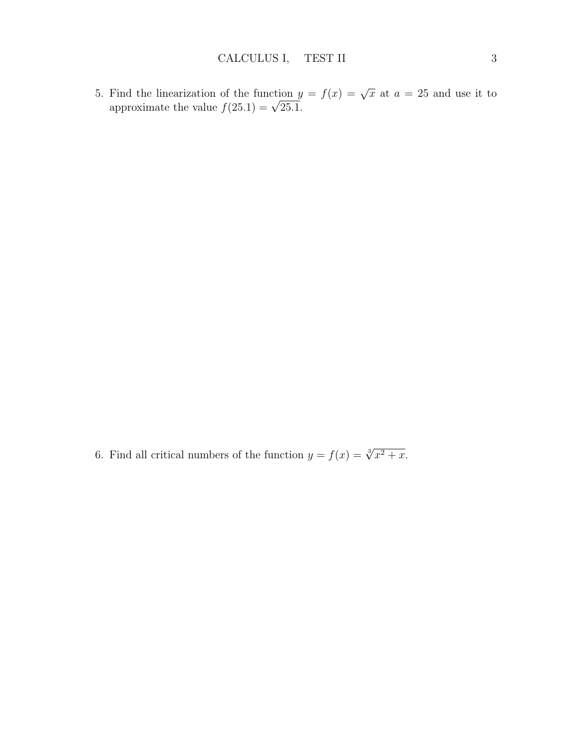5. Find the linearization of the function $y = f(x) = \sqrt{x}$ at $a = 25$ and use it to approximate the value $f(25.1) = \sqrt{25.1}$.

6. Find all critical numbers of the function $y = f(x) = \sqrt[3]{x^2 + x}$.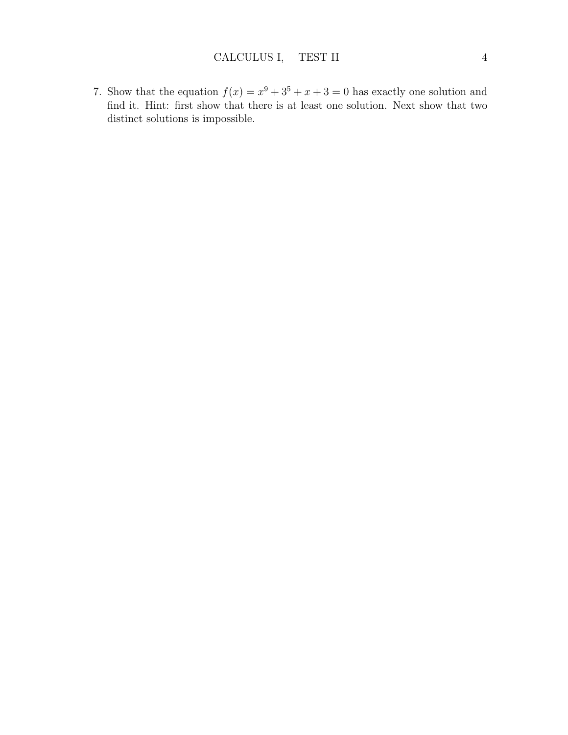7. Show that the equation $f(x) = x^9 + 3^5 + x + 3 = 0$ has exactly one solution and find it. Hint: first show that there is at least one solution. Next show that two distinct solutions is impossible.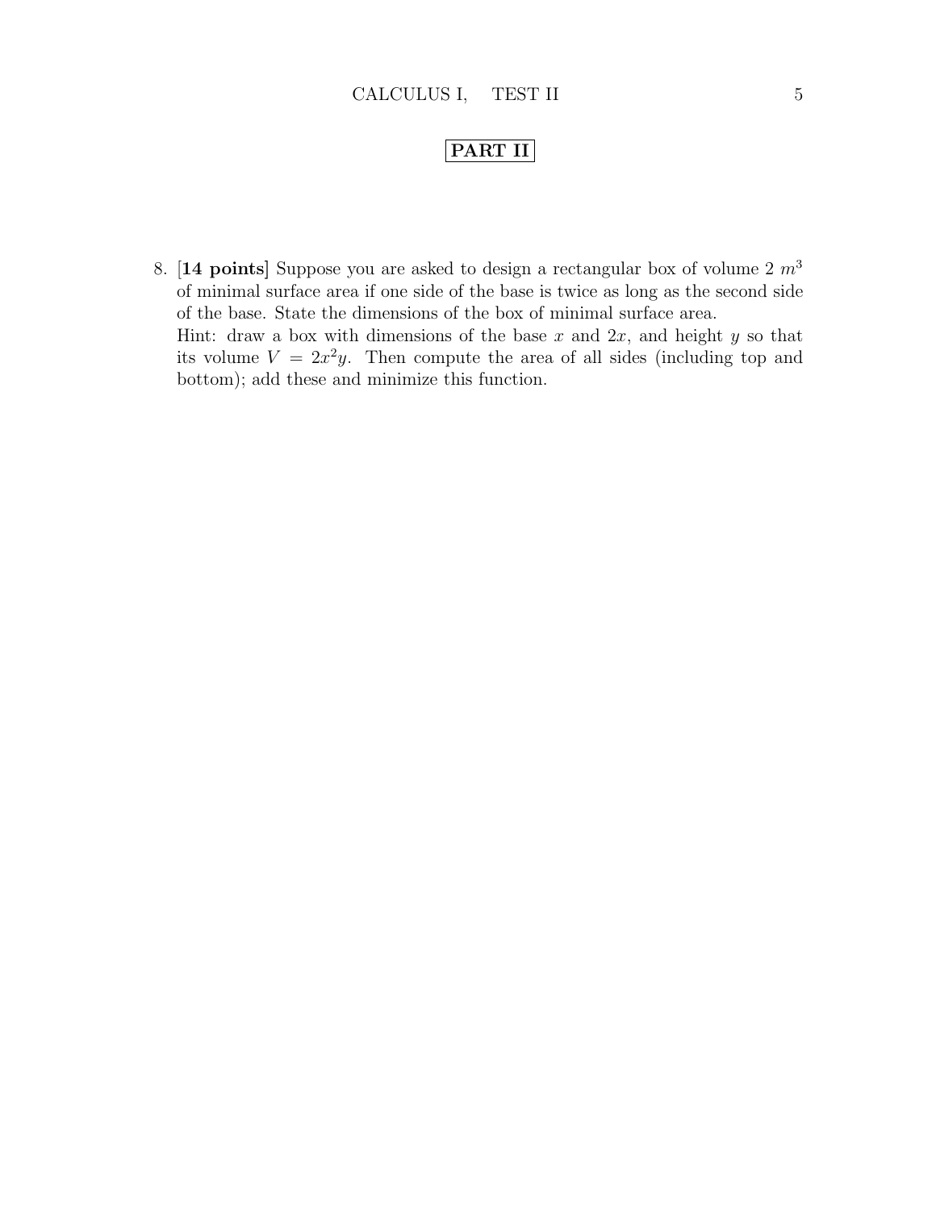## PART II

8. [**14 points**] Suppose you are asked to design a rectangular box of volume 2 $m^3$ of minimal surface area if one side of the base is twice as long as the second side of the base. State the dimensions of the box of minimal surface area.
   Hint: draw a box with dimensions of the base $x$ and $2x$, and height $y$ so that its volume $V = 2x^2y$. Then compute the area of all sides (including top and bottom); add these and minimize this function.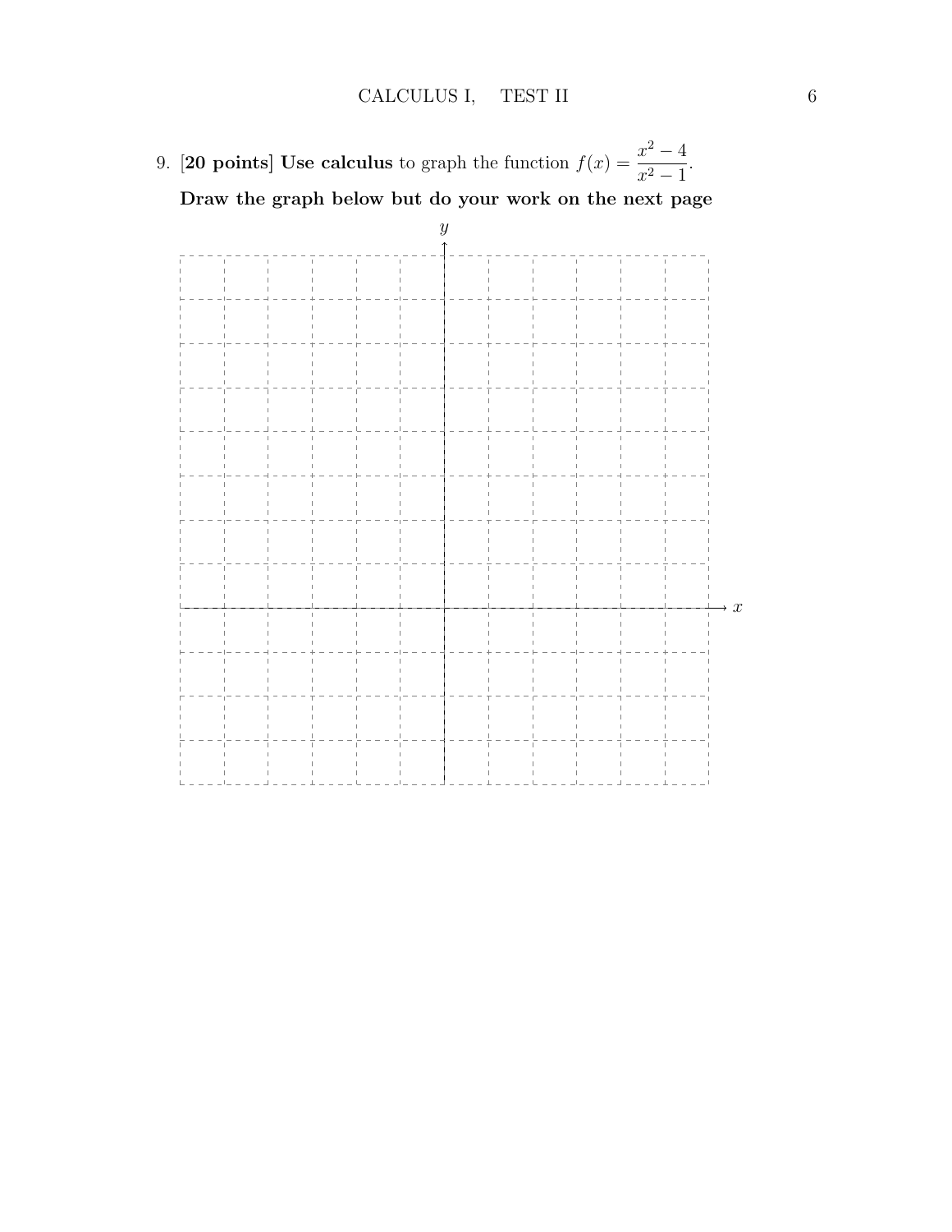9. **[20 points] Use calculus** to graph the function $f(x) = \dfrac{x^2 - 4}{x^2 - 1}$.

**Draw the graph below but do your work on the next page**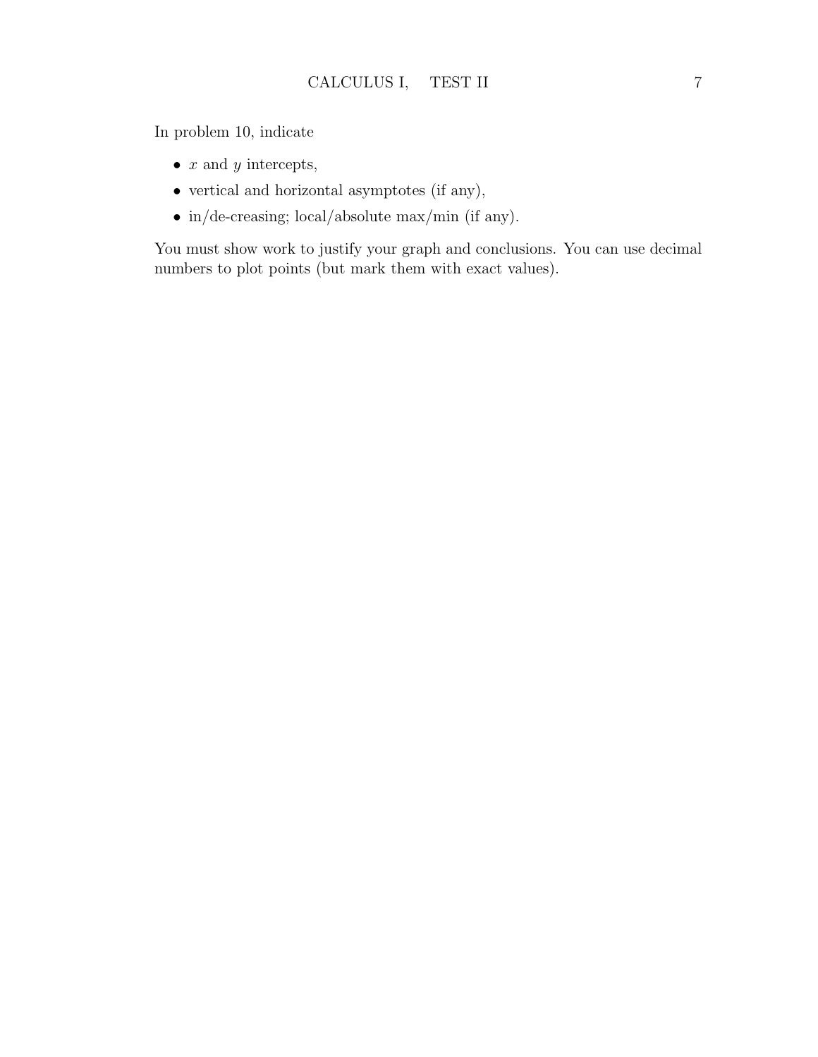In problem 10, indicate

- $x$ and $y$ intercepts,
- vertical and horizontal asymptotes (if any),
- in/de-creasing; local/absolute max/min (if any).

You must show work to justify your graph and conclusions. You can use decimal numbers to plot points (but mark them with exact values).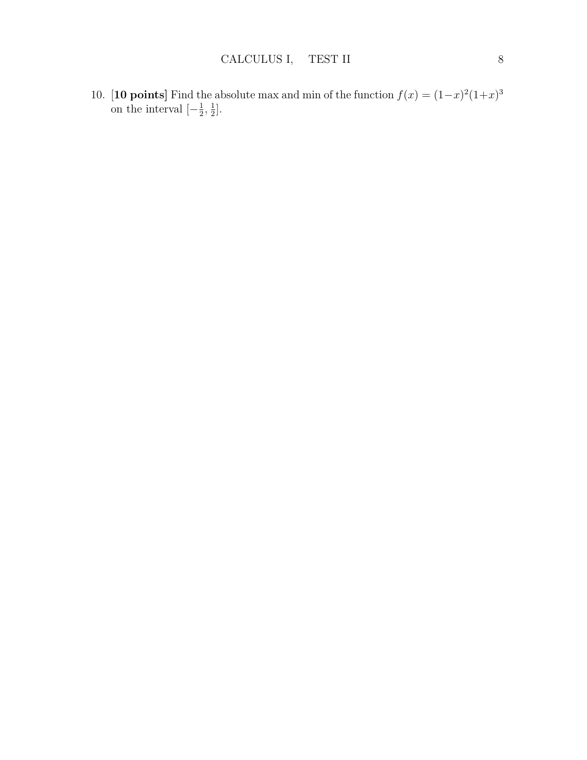10. [**10 points**] Find the absolute max and min of the function $f(x) = (1-x)^2(1+x)^3$ on the interval $[-\frac{1}{2}, \frac{1}{2}]$.